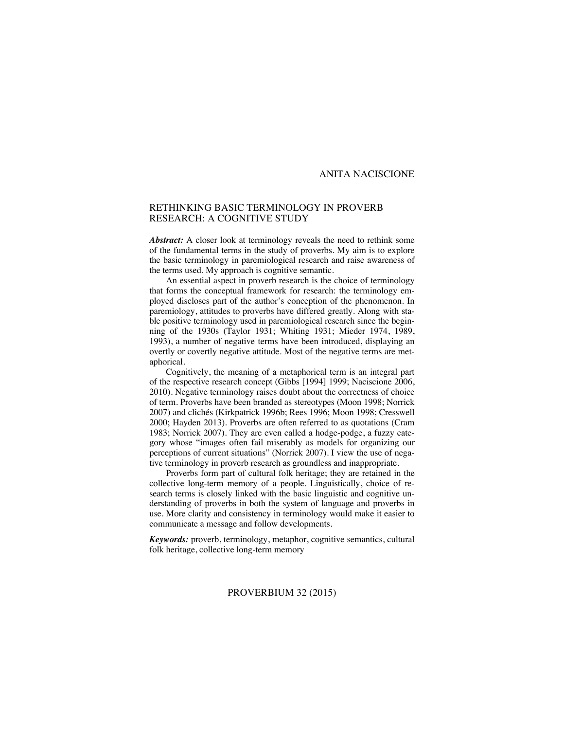ANITA NACISCIONE

# RETHINKING BASIC TERMINOLOGY IN PROVERB RESEARCH: A COGNITIVE STUDY

***Abstract:*** A closer look at terminology reveals the need to rethink some of the fundamental terms in the study of proverbs. My aim is to explore the basic terminology in paremiological research and raise awareness of the terms used. My approach is cognitive semantic.

An essential aspect in proverb research is the choice of terminology that forms the conceptual framework for research: the terminology employed discloses part of the author's conception of the phenomenon. In paremiology, attitudes to proverbs have differed greatly. Along with stable positive terminology used in paremiological research since the beginning of the 1930s (Taylor 1931; Whiting 1931; Mieder 1974, 1989, 1993), a number of negative terms have been introduced, displaying an overtly or covertly negative attitude. Most of the negative terms are metaphorical.

Cognitively, the meaning of a metaphorical term is an integral part of the respective research concept (Gibbs [1994] 1999; Naciscione 2006, 2010). Negative terminology raises doubt about the correctness of choice of term. Proverbs have been branded as stereotypes (Moon 1998; Norrick 2007) and clichés (Kirkpatrick 1996b; Rees 1996; Moon 1998; Cresswell 2000; Hayden 2013). Proverbs are often referred to as quotations (Cram 1983; Norrick 2007). They are even called a hodge-podge, a fuzzy category whose "images often fail miserably as models for organizing our perceptions of current situations" (Norrick 2007). I view the use of negative terminology in proverb research as groundless and inappropriate.

Proverbs form part of cultural folk heritage; they are retained in the collective long-term memory of a people. Linguistically, choice of research terms is closely linked with the basic linguistic and cognitive understanding of proverbs in both the system of language and proverbs in use. More clarity and consistency in terminology would make it easier to communicate a message and follow developments.

***Keywords:*** proverb, terminology, metaphor, cognitive semantics, cultural folk heritage, collective long-term memory

PROVERBIUM 32 (2015)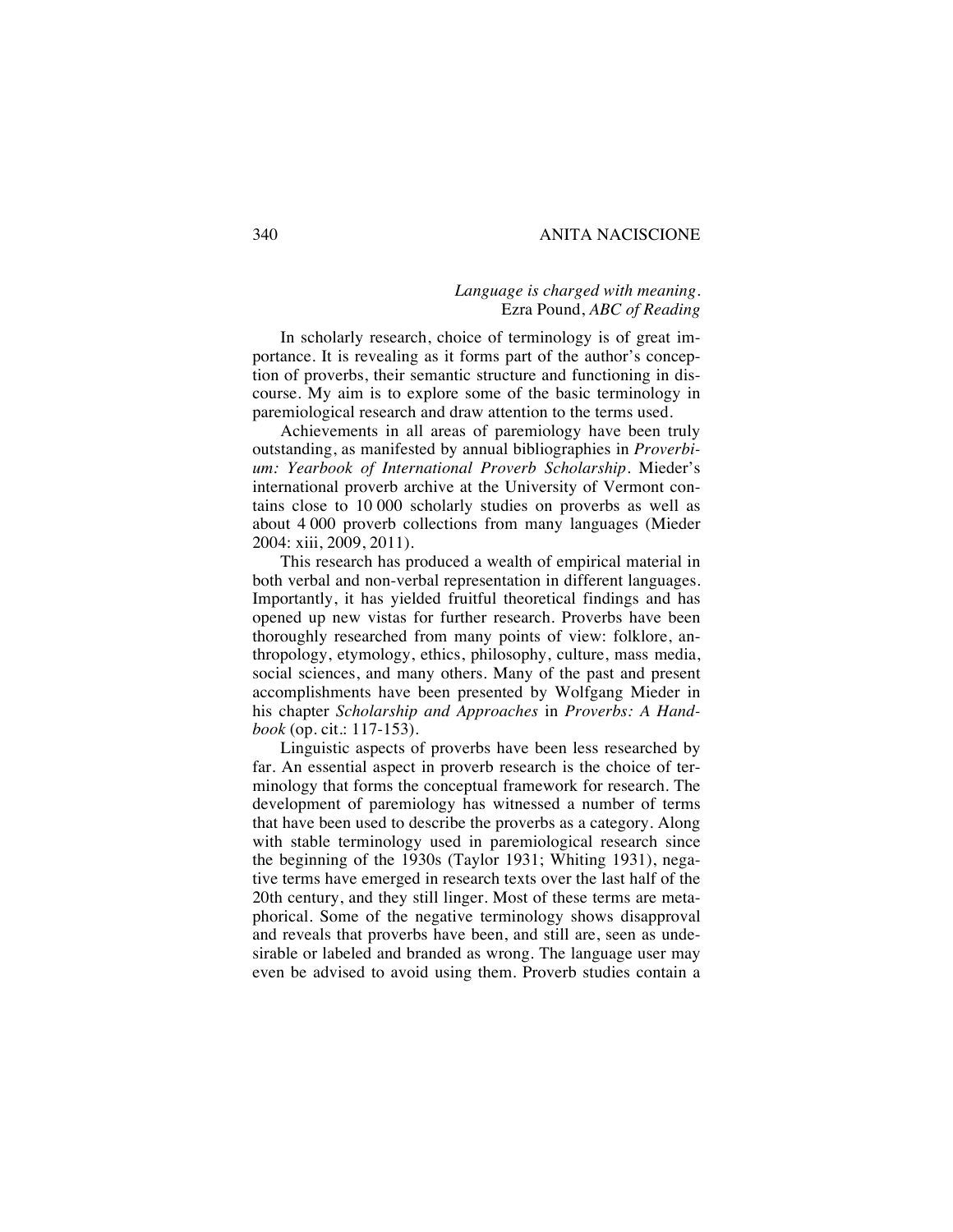*Language is charged with meaning.*
Ezra Pound, *ABC of Reading*

In scholarly research, choice of terminology is of great importance. It is revealing as it forms part of the author's conception of proverbs, their semantic structure and functioning in discourse. My aim is to explore some of the basic terminology in paremiological research and draw attention to the terms used.

Achievements in all areas of paremiology have been truly outstanding, as manifested by annual bibliographies in *Proverbium: Yearbook of International Proverb Scholarship*. Mieder's international proverb archive at the University of Vermont contains close to 10 000 scholarly studies on proverbs as well as about 4 000 proverb collections from many languages (Mieder 2004: xiii, 2009, 2011).

This research has produced a wealth of empirical material in both verbal and non-verbal representation in different languages. Importantly, it has yielded fruitful theoretical findings and has opened up new vistas for further research. Proverbs have been thoroughly researched from many points of view: folklore, anthropology, etymology, ethics, philosophy, culture, mass media, social sciences, and many others. Many of the past and present accomplishments have been presented by Wolfgang Mieder in his chapter *Scholarship and Approaches* in *Proverbs: A Handbook* (op. cit.: 117-153).

Linguistic aspects of proverbs have been less researched by far. An essential aspect in proverb research is the choice of terminology that forms the conceptual framework for research. The development of paremiology has witnessed a number of terms that have been used to describe the proverbs as a category. Along with stable terminology used in paremiological research since the beginning of the 1930s (Taylor 1931; Whiting 1931), negative terms have emerged in research texts over the last half of the 20th century, and they still linger. Most of these terms are metaphorical. Some of the negative terminology shows disapproval and reveals that proverbs have been, and still are, seen as undesirable or labeled and branded as wrong. The language user may even be advised to avoid using them. Proverb studies contain a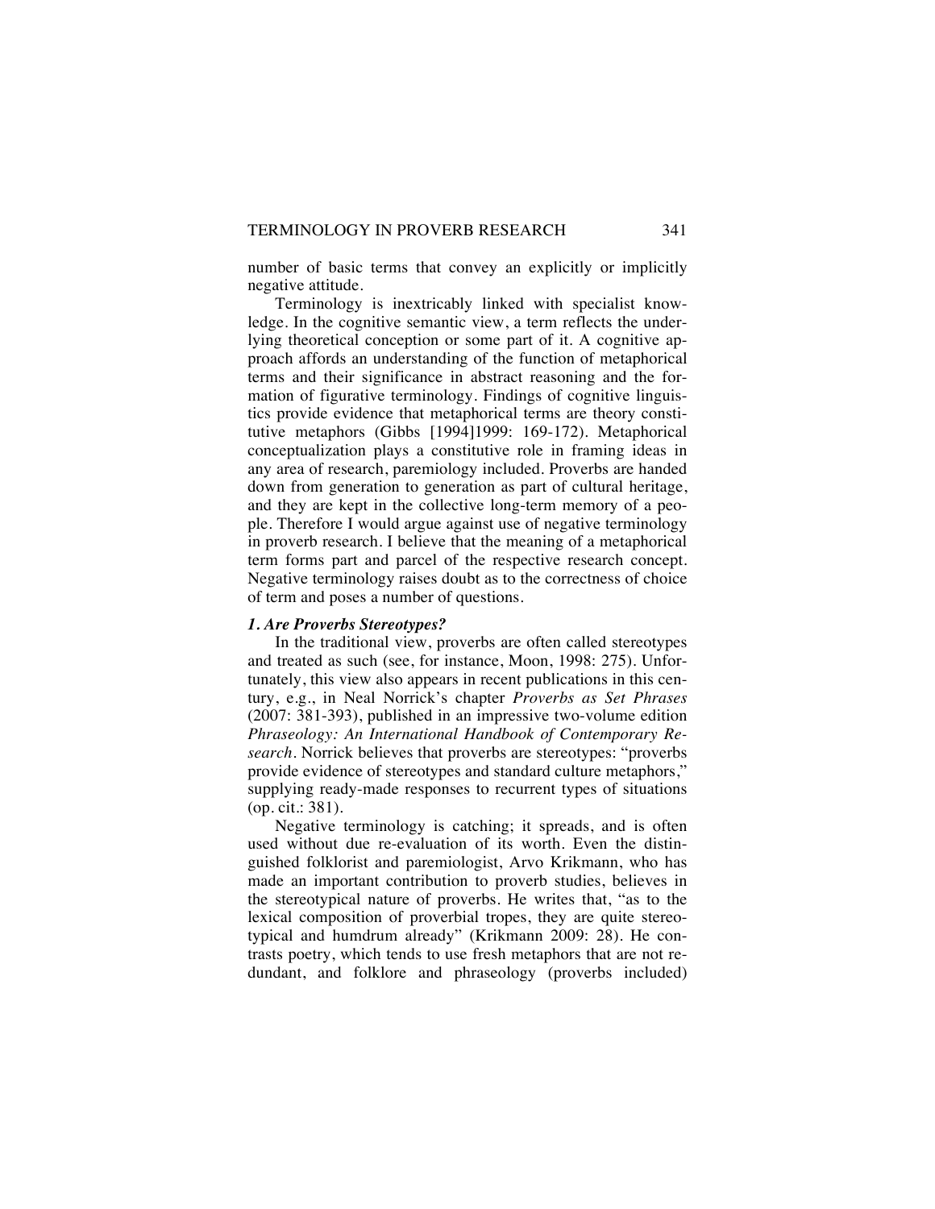number of basic terms that convey an explicitly or implicitly negative attitude.

Terminology is inextricably linked with specialist knowledge. In the cognitive semantic view, a term reflects the underlying theoretical conception or some part of it. A cognitive approach affords an understanding of the function of metaphorical terms and their significance in abstract reasoning and the formation of figurative terminology. Findings of cognitive linguistics provide evidence that metaphorical terms are theory constitutive metaphors (Gibbs [1994]1999: 169-172). Metaphorical conceptualization plays a constitutive role in framing ideas in any area of research, paremiology included. Proverbs are handed down from generation to generation as part of cultural heritage, and they are kept in the collective long-term memory of a people. Therefore I would argue against use of negative terminology in proverb research. I believe that the meaning of a metaphorical term forms part and parcel of the respective research concept. Negative terminology raises doubt as to the correctness of choice of term and poses a number of questions.

### *1. Are Proverbs Stereotypes?*

In the traditional view, proverbs are often called stereotypes and treated as such (see, for instance, Moon, 1998: 275). Unfortunately, this view also appears in recent publications in this century, e.g., in Neal Norrick's chapter *Proverbs as Set Phrases* (2007: 381-393), published in an impressive two-volume edition *Phraseology: An International Handbook of Contemporary Research*. Norrick believes that proverbs are stereotypes: "proverbs provide evidence of stereotypes and standard culture metaphors," supplying ready-made responses to recurrent types of situations (op. cit.: 381).

Negative terminology is catching; it spreads, and is often used without due re-evaluation of its worth. Even the distinguished folklorist and paremiologist, Arvo Krikmann, who has made an important contribution to proverb studies, believes in the stereotypical nature of proverbs. He writes that, "as to the lexical composition of proverbial tropes, they are quite stereotypical and humdrum already" (Krikmann 2009: 28). He contrasts poetry, which tends to use fresh metaphors that are not redundant, and folklore and phraseology (proverbs included)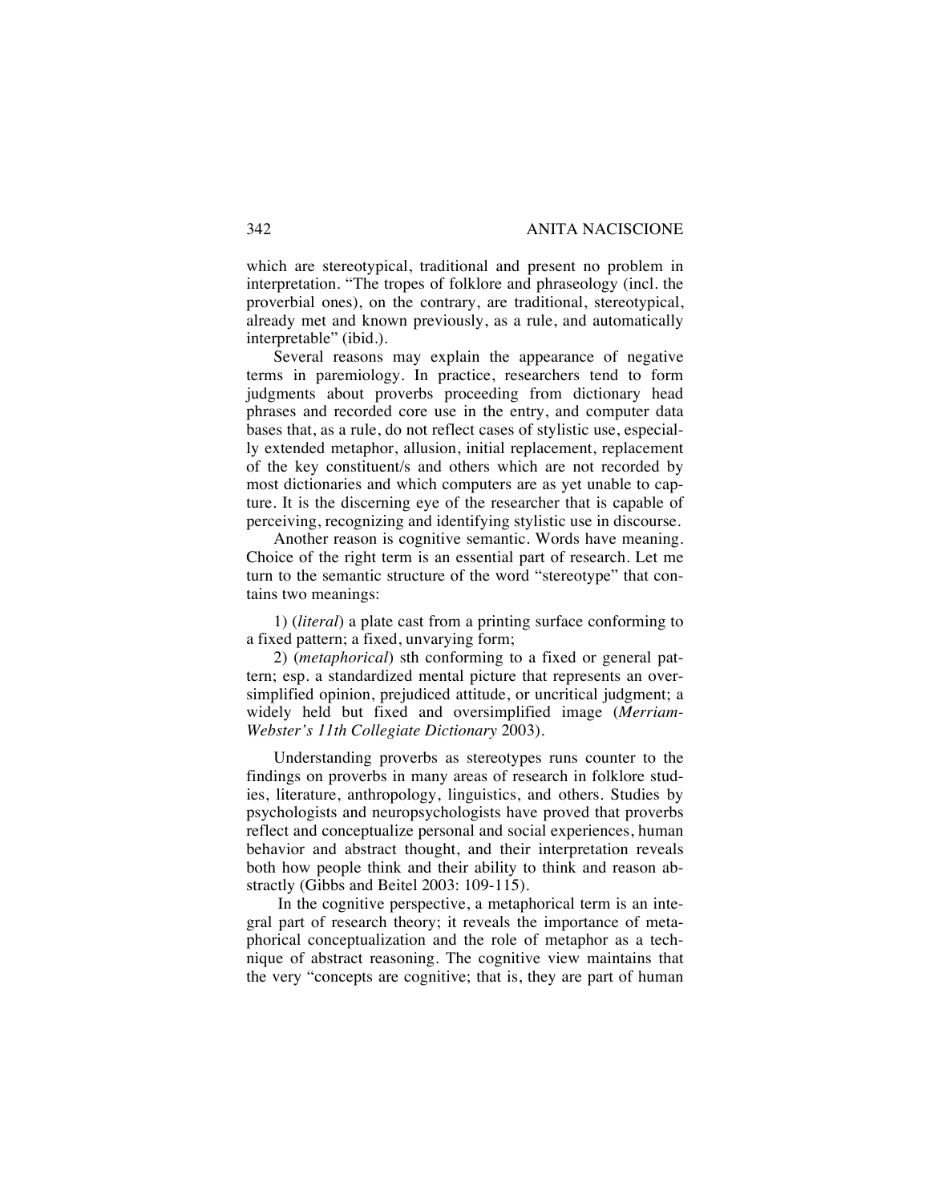which are stereotypical, traditional and present no problem in interpretation. "The tropes of folklore and phraseology (incl. the proverbial ones), on the contrary, are traditional, stereotypical, already met and known previously, as a rule, and automatically interpretable" (ibid.).

Several reasons may explain the appearance of negative terms in paremiology. In practice, researchers tend to form judgments about proverbs proceeding from dictionary head phrases and recorded core use in the entry, and computer data bases that, as a rule, do not reflect cases of stylistic use, especially extended metaphor, allusion, initial replacement, replacement of the key constituent/s and others which are not recorded by most dictionaries and which computers are as yet unable to capture. It is the discerning eye of the researcher that is capable of perceiving, recognizing and identifying stylistic use in discourse.

Another reason is cognitive semantic. Words have meaning. Choice of the right term is an essential part of research. Let me turn to the semantic structure of the word "stereotype" that contains two meanings:

1) (*literal*) a plate cast from a printing surface conforming to a fixed pattern; a fixed, unvarying form;

2) (*metaphorical*) sth conforming to a fixed or general pattern; esp. a standardized mental picture that represents an oversimplified opinion, prejudiced attitude, or uncritical judgment; a widely held but fixed and oversimplified image (*Merriam-Webster's 11th Collegiate Dictionary* 2003).

Understanding proverbs as stereotypes runs counter to the findings on proverbs in many areas of research in folklore studies, literature, anthropology, linguistics, and others. Studies by psychologists and neuropsychologists have proved that proverbs reflect and conceptualize personal and social experiences, human behavior and abstract thought, and their interpretation reveals both how people think and their ability to think and reason abstractly (Gibbs and Beitel 2003: 109-115).

In the cognitive perspective, a metaphorical term is an integral part of research theory; it reveals the importance of metaphorical conceptualization and the role of metaphor as a technique of abstract reasoning. The cognitive view maintains that the very "concepts are cognitive; that is, they are part of human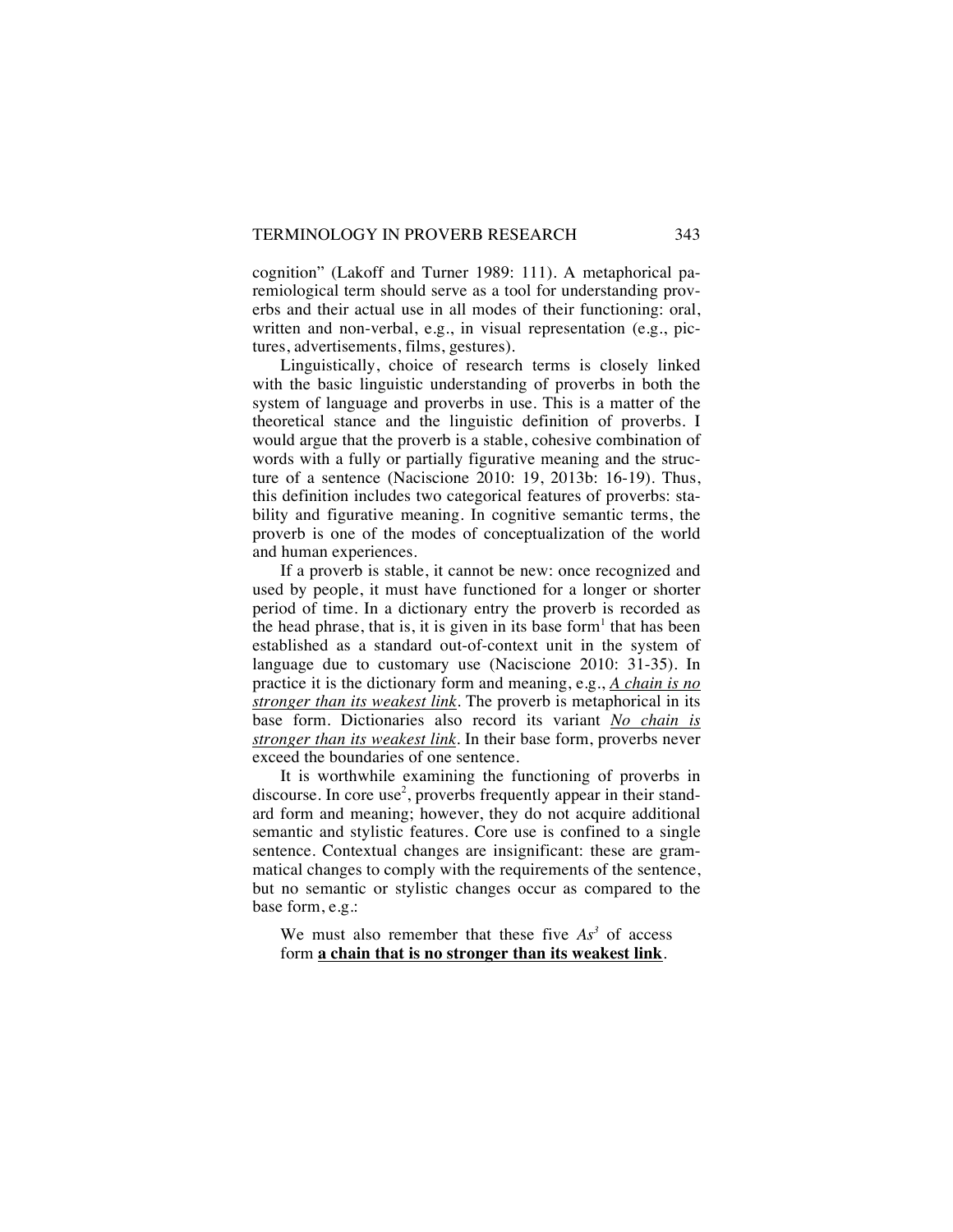cognition" (Lakoff and Turner 1989: 111). A metaphorical paremiological term should serve as a tool for understanding proverbs and their actual use in all modes of their functioning: oral, written and non-verbal, e.g., in visual representation (e.g., pictures, advertisements, films, gestures).

Linguistically, choice of research terms is closely linked with the basic linguistic understanding of proverbs in both the system of language and proverbs in use. This is a matter of the theoretical stance and the linguistic definition of proverbs. I would argue that the proverb is a stable, cohesive combination of words with a fully or partially figurative meaning and the structure of a sentence (Naciscione 2010: 19, 2013b: 16-19). Thus, this definition includes two categorical features of proverbs: stability and figurative meaning. In cognitive semantic terms, the proverb is one of the modes of conceptualization of the world and human experiences.

If a proverb is stable, it cannot be new: once recognized and used by people, it must have functioned for a longer or shorter period of time. In a dictionary entry the proverb is recorded as the head phrase, that is, it is given in its base form[1] that has been established as a standard out-of-context unit in the system of language due to customary use (Naciscione 2010: 31-35). In practice it is the dictionary form and meaning, e.g., <u>*A chain is no stronger than its weakest link*</u>. The proverb is metaphorical in its base form. Dictionaries also record its variant <u>*No chain is stronger than its weakest link*</u>. In their base form, proverbs never exceed the boundaries of one sentence.

It is worthwhile examining the functioning of proverbs in discourse. In core use[2], proverbs frequently appear in their standard form and meaning; however, they do not acquire additional semantic and stylistic features. Core use is confined to a single sentence. Contextual changes are insignificant: these are grammatical changes to comply with the requirements of the sentence, but no semantic or stylistic changes occur as compared to the base form, e.g.:

> We must also remember that these five *As*[3] of access form <u>**a chain that is no stronger than its weakest link**</u>.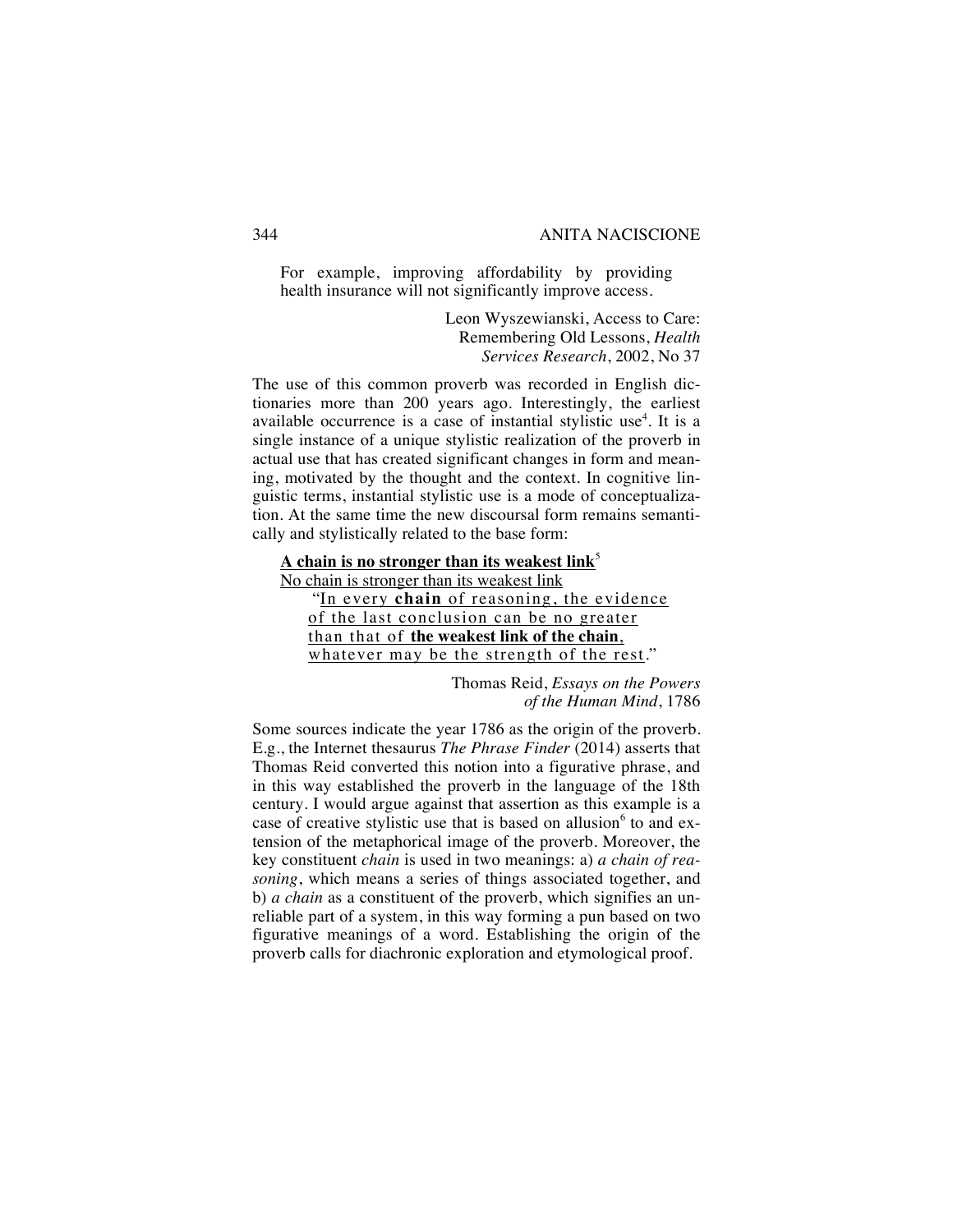For example, improving affordability by providing health insurance will not significantly improve access.

Leon Wyszewianski, Access to Care: Remembering Old Lessons, *Health Services Research*, 2002, No 37

The use of this common proverb was recorded in English dictionaries more than 200 years ago. Interestingly, the earliest available occurrence is a case of instantial stylistic use[4]. It is a single instance of a unique stylistic realization of the proverb in actual use that has created significant changes in form and meaning, motivated by the thought and the context. In cognitive linguistic terms, instantial stylistic use is a mode of conceptualization. At the same time the new discoursal form remains semantically and stylistically related to the base form:

> <u>**A chain is no stronger than its weakest link**</u>[5]
> <u>No chain is stronger than its weakest link</u>
> "<u>In every **chain** of reasoning, the evidence of the last conclusion can be no greater than that of **the weakest link of the chain**, whatever may be the strength of the rest</u>."
>
> Thomas Reid, *Essays on the Powers of the Human Mind*, 1786

Some sources indicate the year 1786 as the origin of the proverb. E.g., the Internet thesaurus *The Phrase Finder* (2014) asserts that Thomas Reid converted this notion into a figurative phrase, and in this way established the proverb in the language of the 18th century. I would argue against that assertion as this example is a case of creative stylistic use that is based on allusion[6] to and extension of the metaphorical image of the proverb. Moreover, the key constituent *chain* is used in two meanings: a) *a chain of reasoning*, which means a series of things associated together, and b) *a chain* as a constituent of the proverb, which signifies an unreliable part of a system, in this way forming a pun based on two figurative meanings of a word. Establishing the origin of the proverb calls for diachronic exploration and etymological proof.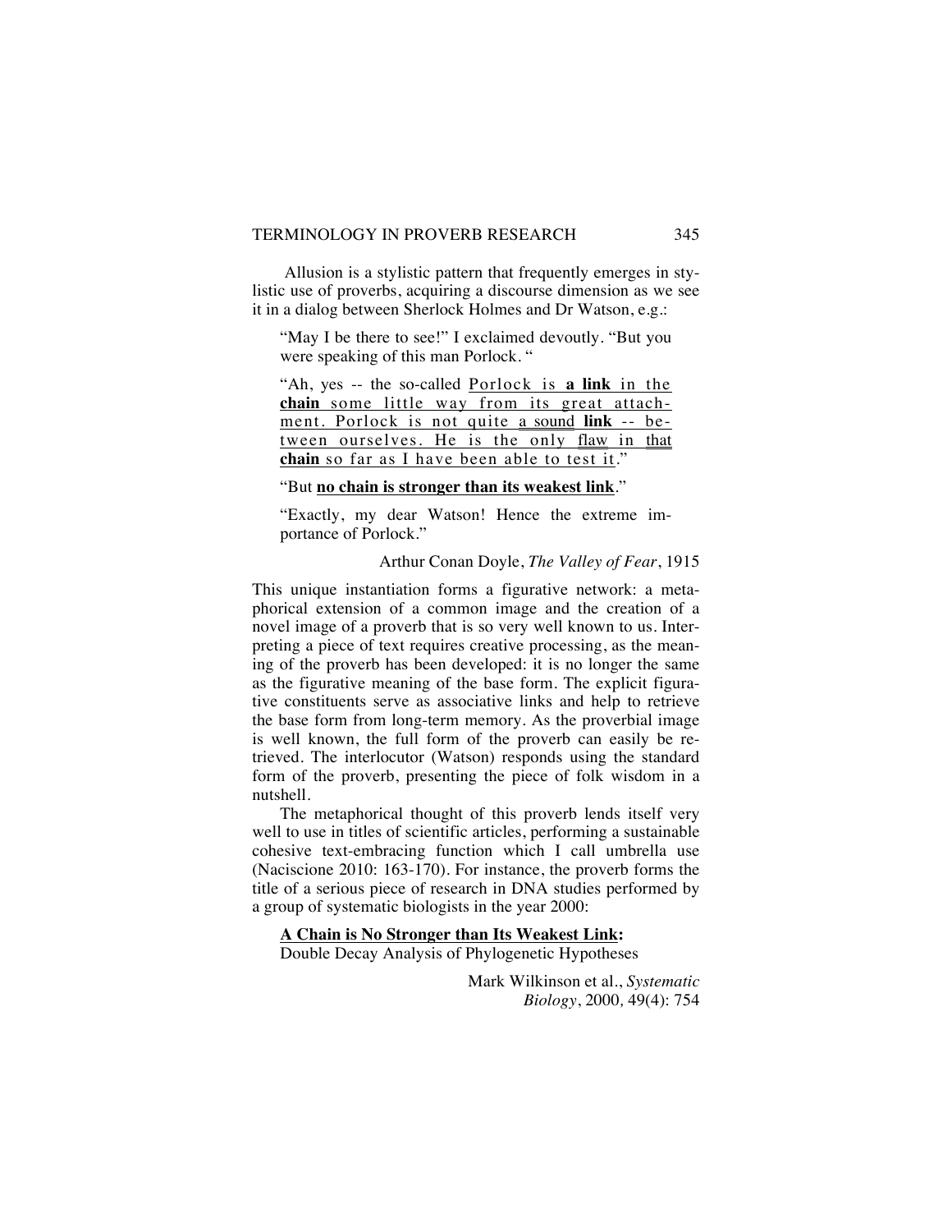Allusion is a stylistic pattern that frequently emerges in stylistic use of proverbs, acquiring a discourse dimension as we see it in a dialog between Sherlock Holmes and Dr Watson, e.g.:

> "May I be there to see!" I exclaimed devoutly. "But you were speaking of this man Porlock. "
>
> "Ah, yes -- the so-called <u>Porlock is **a link** in the **chain** some little way from its great attachment. Porlock is not quite a sound **link** -- between ourselves. He is the only flaw in that **chain** so far as I have been able to test it</u>."
>
> "But <u>**no chain is stronger than its weakest link**</u>."
>
> "Exactly, my dear Watson! Hence the extreme importance of Porlock."
>
> Arthur Conan Doyle, *The Valley of Fear*, 1915

This unique instantiation forms a figurative network: a metaphorical extension of a common image and the creation of a novel image of a proverb that is so very well known to us. Interpreting a piece of text requires creative processing, as the meaning of the proverb has been developed: it is no longer the same as the figurative meaning of the base form. The explicit figurative constituents serve as associative links and help to retrieve the base form from long-term memory. As the proverbial image is well known, the full form of the proverb can easily be retrieved. The interlocutor (Watson) responds using the standard form of the proverb, presenting the piece of folk wisdom in a nutshell.

The metaphorical thought of this proverb lends itself very well to use in titles of scientific articles, performing a sustainable cohesive text-embracing function which I call umbrella use (Naciscione 2010: 163-170). For instance, the proverb forms the title of a serious piece of research in DNA studies performed by a group of systematic biologists in the year 2000:

> <u>**A Chain is No Stronger than Its Weakest Link**</u>**:**
> Double Decay Analysis of Phylogenetic Hypotheses
>
> Mark Wilkinson et al., *Systematic Biology*, 2000*,* 49(4): 754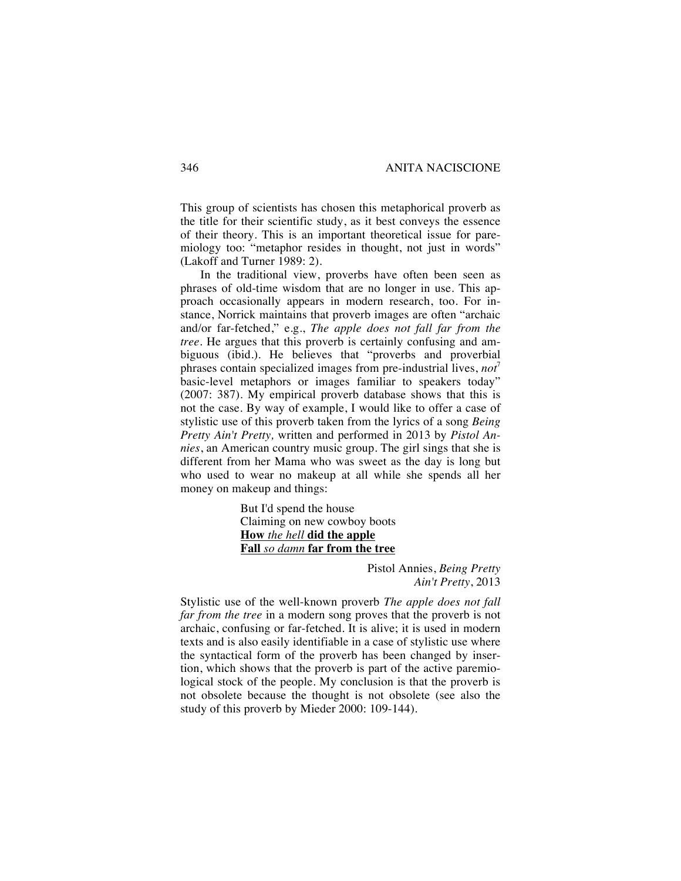This group of scientists has chosen this metaphorical proverb as the title for their scientific study, as it best conveys the essence of their theory. This is an important theoretical issue for paremiology too: "metaphor resides in thought, not just in words" (Lakoff and Turner 1989: 2).

In the traditional view, proverbs have often been seen as phrases of old-time wisdom that are no longer in use. This approach occasionally appears in modern research, too. For instance, Norrick maintains that proverb images are often "archaic and/or far-fetched," e.g., *The apple does not fall far from the tree*. He argues that this proverb is certainly confusing and ambiguous (ibid.). He believes that "proverbs and proverbial phrases contain specialized images from pre-industrial lives, *not*[7] basic-level metaphors or images familiar to speakers today" (2007: 387). My empirical proverb database shows that this is not the case. By way of example, I would like to offer a case of stylistic use of this proverb taken from the lyrics of a song *Being Pretty Ain't Pretty,* written and performed in 2013 by *Pistol Annies*, an American country music group. The girl sings that she is different from her Mama who was sweet as the day is long but who used to wear no makeup at all while she spends all her money on makeup and things:

> But I'd spend the house
> Claiming on new cowboy boots
> <u>**How** *the hell* **did the apple**</u>
> <u>**Fall** *so damn* **far from the tree**</u>
>
> Pistol Annies, *Being Pretty Ain't Pretty*, 2013

Stylistic use of the well-known proverb *The apple does not fall far from the tree* in a modern song proves that the proverb is not archaic, confusing or far-fetched. It is alive; it is used in modern texts and is also easily identifiable in a case of stylistic use where the syntactical form of the proverb has been changed by insertion, which shows that the proverb is part of the active paremiological stock of the people. My conclusion is that the proverb is not obsolete because the thought is not obsolete (see also the study of this proverb by Mieder 2000: 109-144).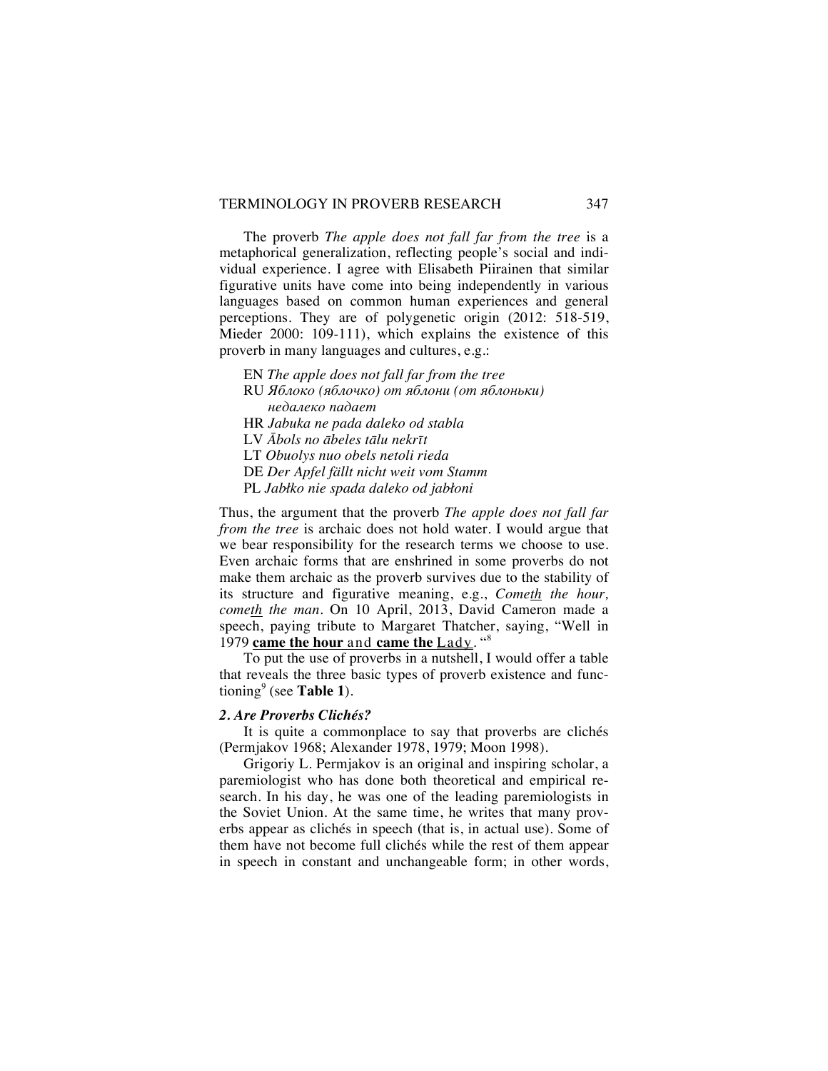The proverb *The apple does not fall far from the tree* is a metaphorical generalization, reflecting people's social and individual experience. I agree with Elisabeth Piirainen that similar figurative units have come into being independently in various languages based on common human experiences and general perceptions. They are of polygenetic origin (2012: 518-519, Mieder 2000: 109-111), which explains the existence of this proverb in many languages and cultures, e.g.:

EN *The apple does not fall far from the tree*
RU *Яблоко (яблочко) от яблони (от яблоньки) недалеко падает*
HR *Jabuka ne pada daleko od stabla*
LV *Ābols no ābeles tālu nekrīt*
LT *Obuolys nuo obels netoli rieda*
DE *Der Apfel fällt nicht weit vom Stamm*
PL *Jabłko nie spada daleko od jabłoni*

Thus, the argument that the proverb *The apple does not fall far from the tree* is archaic does not hold water. I would argue that we bear responsibility for the research terms we choose to use. Even archaic forms that are enshrined in some proverbs do not make them archaic as the proverb survives due to the stability of its structure and figurative meaning, e.g., *Come<u>th</u> the hour, come<u>th</u> the man*. On 10 April, 2013, David Cameron made a speech, paying tribute to Margaret Thatcher, saying, "Well in 1979 **<u>came the hour</u>** and **<u>came the</u>** <u>Lady</u>. "[8]

To put the use of proverbs in a nutshell, I would offer a table that reveals the three basic types of proverb existence and functioning[9] (see **Table 1**).

### *2. Are Proverbs Clichés?*

It is quite a commonplace to say that proverbs are clichés (Permjakov 1968; Alexander 1978, 1979; Moon 1998).

Grigoriy L. Permjakov is an original and inspiring scholar, a paremiologist who has done both theoretical and empirical research. In his day, he was one of the leading paremiologists in the Soviet Union. At the same time, he writes that many proverbs appear as clichés in speech (that is, in actual use). Some of them have not become full clichés while the rest of them appear in speech in constant and unchangeable form; in other words,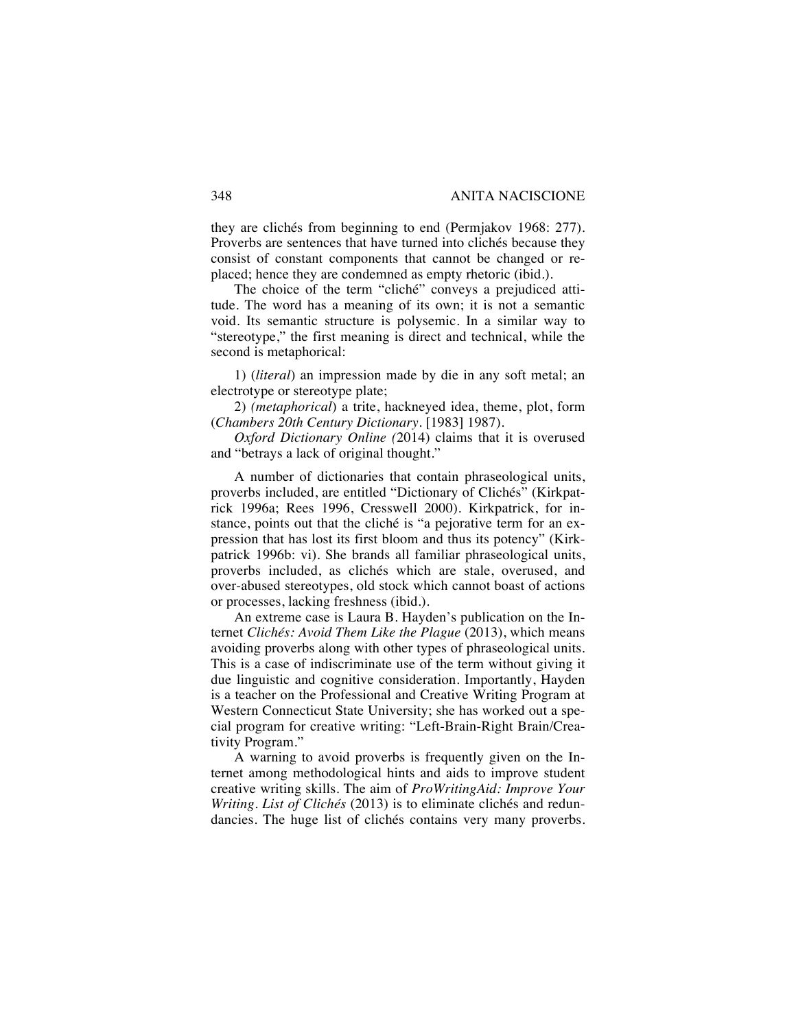they are clichés from beginning to end (Permjakov 1968: 277). Proverbs are sentences that have turned into clichés because they consist of constant components that cannot be changed or replaced; hence they are condemned as empty rhetoric (ibid.).

The choice of the term "cliché" conveys a prejudiced attitude. The word has a meaning of its own; it is not a semantic void. Its semantic structure is polysemic. In a similar way to "stereotype," the first meaning is direct and technical, while the second is metaphorical:

1) (*literal*) an impression made by die in any soft metal; an electrotype or stereotype plate;

2) (*metaphorical*) a trite, hackneyed idea, theme, plot, form (*Chambers 20th Century Dictionary*. [1983] 1987).

*Oxford Dictionary Online (*2014) claims that it is overused and "betrays a lack of original thought."

A number of dictionaries that contain phraseological units, proverbs included, are entitled "Dictionary of Clichés" (Kirkpatrick 1996a; Rees 1996, Cresswell 2000). Kirkpatrick, for instance, points out that the cliché is "a pejorative term for an expression that has lost its first bloom and thus its potency" (Kirkpatrick 1996b: vi). She brands all familiar phraseological units, proverbs included, as clichés which are stale, overused, and over-abused stereotypes, old stock which cannot boast of actions or processes, lacking freshness (ibid.).

An extreme case is Laura B. Hayden's publication on the Internet *Clichés: Avoid Them Like the Plague* (2013), which means avoiding proverbs along with other types of phraseological units. This is a case of indiscriminate use of the term without giving it due linguistic and cognitive consideration. Importantly, Hayden is a teacher on the Professional and Creative Writing Program at Western Connecticut State University; she has worked out a special program for creative writing: "Left-Brain-Right Brain/Creativity Program."

A warning to avoid proverbs is frequently given on the Internet among methodological hints and aids to improve student creative writing skills. The aim of *ProWritingAid: Improve Your Writing. List of Clichés* (2013) is to eliminate clichés and redundancies. The huge list of clichés contains very many proverbs.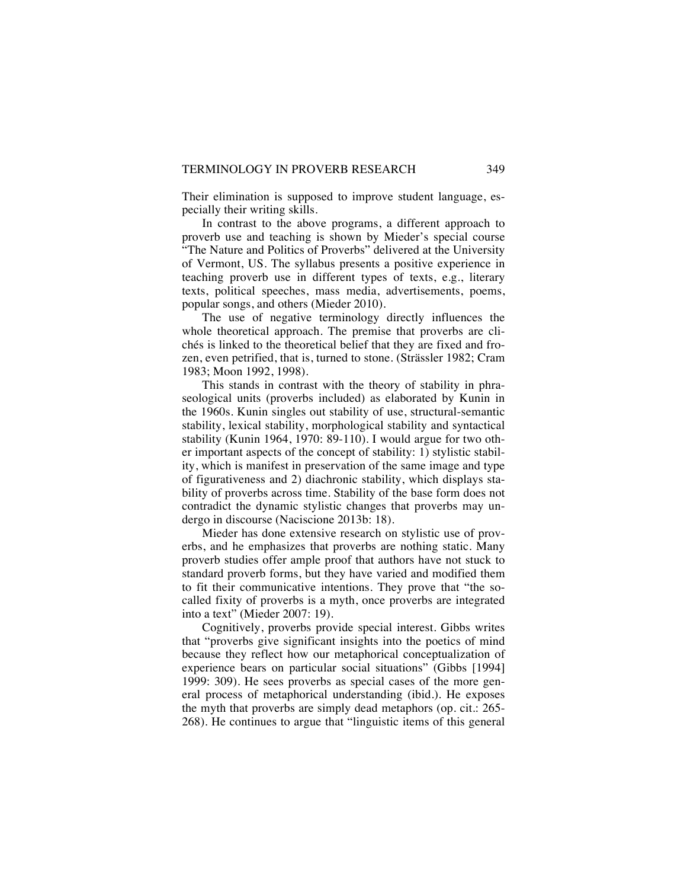Their elimination is supposed to improve student language, especially their writing skills.

In contrast to the above programs, a different approach to proverb use and teaching is shown by Mieder's special course "The Nature and Politics of Proverbs" delivered at the University of Vermont, US. The syllabus presents a positive experience in teaching proverb use in different types of texts, e.g., literary texts, political speeches, mass media, advertisements, poems, popular songs, and others (Mieder 2010).

The use of negative terminology directly influences the whole theoretical approach. The premise that proverbs are clichés is linked to the theoretical belief that they are fixed and frozen, even petrified, that is, turned to stone. (Strässler 1982; Cram 1983; Moon 1992, 1998).

This stands in contrast with the theory of stability in phraseological units (proverbs included) as elaborated by Kunin in the 1960s. Kunin singles out stability of use, structural-semantic stability, lexical stability, morphological stability and syntactical stability (Kunin 1964, 1970: 89-110). I would argue for two other important aspects of the concept of stability: 1) stylistic stability, which is manifest in preservation of the same image and type of figurativeness and 2) diachronic stability, which displays stability of proverbs across time. Stability of the base form does not contradict the dynamic stylistic changes that proverbs may undergo in discourse (Naciscione 2013b: 18).

Mieder has done extensive research on stylistic use of proverbs, and he emphasizes that proverbs are nothing static. Many proverb studies offer ample proof that authors have not stuck to standard proverb forms, but they have varied and modified them to fit their communicative intentions. They prove that "the so-called fixity of proverbs is a myth, once proverbs are integrated into a text" (Mieder 2007: 19).

Cognitively, proverbs provide special interest. Gibbs writes that "proverbs give significant insights into the poetics of mind because they reflect how our metaphorical conceptualization of experience bears on particular social situations" (Gibbs [1994] 1999: 309). He sees proverbs as special cases of the more general process of metaphorical understanding (ibid.). He exposes the myth that proverbs are simply dead metaphors (op. cit.: 265-268). He continues to argue that "linguistic items of this general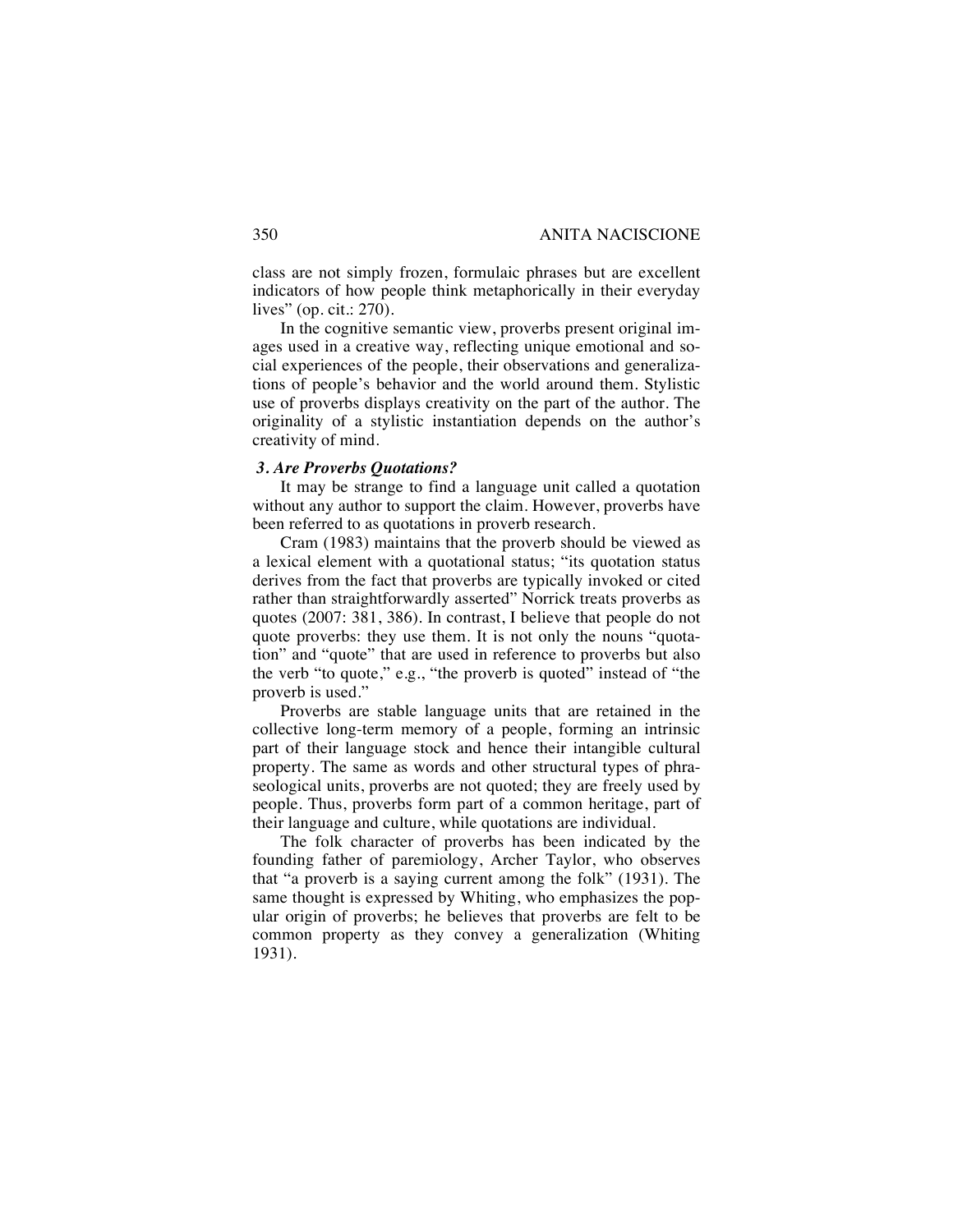class are not simply frozen, formulaic phrases but are excellent indicators of how people think metaphorically in their everyday lives" (op. cit.: 270).

In the cognitive semantic view, proverbs present original images used in a creative way, reflecting unique emotional and social experiences of the people, their observations and generalizations of people's behavior and the world around them. Stylistic use of proverbs displays creativity on the part of the author. The originality of a stylistic instantiation depends on the author's creativity of mind.

### *3. Are Proverbs Quotations?*

It may be strange to find a language unit called a quotation without any author to support the claim. However, proverbs have been referred to as quotations in proverb research.

Cram (1983) maintains that the proverb should be viewed as a lexical element with a quotational status; "its quotation status derives from the fact that proverbs are typically invoked or cited rather than straightforwardly asserted" Norrick treats proverbs as quotes (2007: 381, 386). In contrast, I believe that people do not quote proverbs: they use them. It is not only the nouns "quotation" and "quote" that are used in reference to proverbs but also the verb "to quote," e.g., "the proverb is quoted" instead of "the proverb is used."

Proverbs are stable language units that are retained in the collective long-term memory of a people, forming an intrinsic part of their language stock and hence their intangible cultural property. The same as words and other structural types of phraseological units, proverbs are not quoted; they are freely used by people. Thus, proverbs form part of a common heritage, part of their language and culture, while quotations are individual.

The folk character of proverbs has been indicated by the founding father of paremiology, Archer Taylor, who observes that "a proverb is a saying current among the folk" (1931). The same thought is expressed by Whiting, who emphasizes the popular origin of proverbs; he believes that proverbs are felt to be common property as they convey a generalization (Whiting 1931).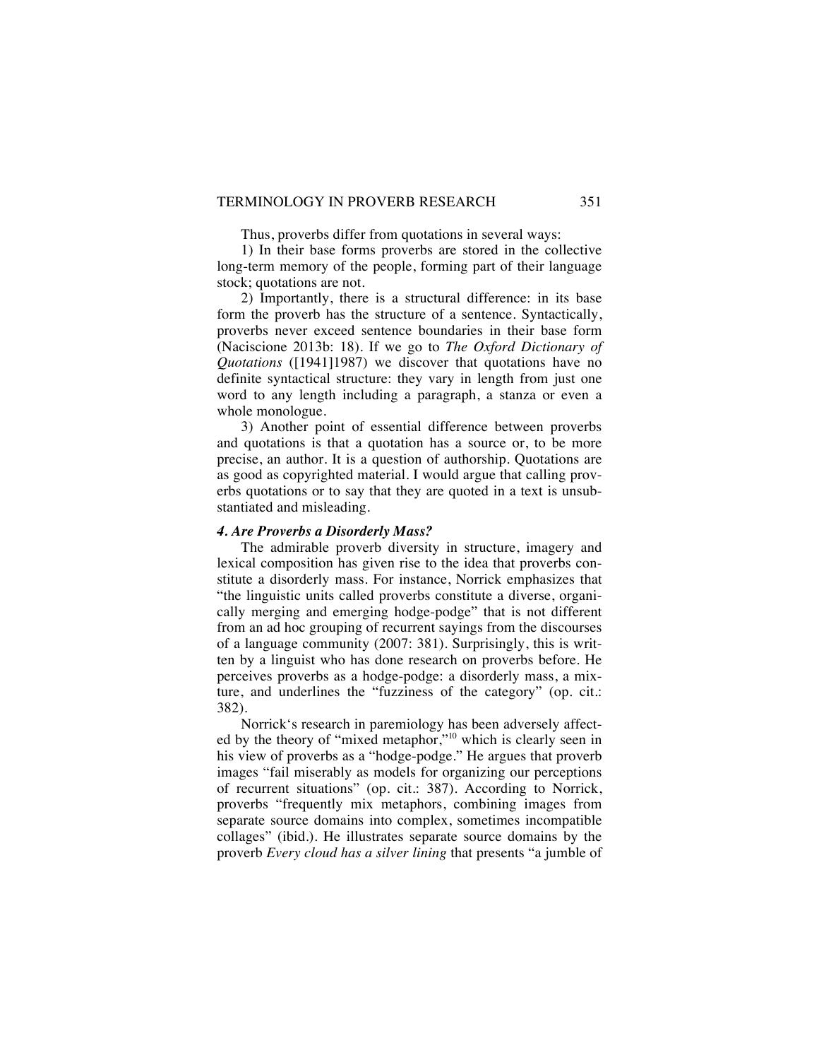Thus, proverbs differ from quotations in several ways:

1) In their base forms proverbs are stored in the collective long-term memory of the people, forming part of their language stock; quotations are not.

2) Importantly, there is a structural difference: in its base form the proverb has the structure of a sentence. Syntactically, proverbs never exceed sentence boundaries in their base form (Naciscione 2013b: 18). If we go to *The Oxford Dictionary of Quotations* ([1941]1987) we discover that quotations have no definite syntactical structure: they vary in length from just one word to any length including a paragraph, a stanza or even a whole monologue.

3) Another point of essential difference between proverbs and quotations is that a quotation has a source or, to be more precise, an author. It is a question of authorship. Quotations are as good as copyrighted material. I would argue that calling proverbs quotations or to say that they are quoted in a text is unsubstantiated and misleading.

#### *4. Are Proverbs a Disorderly Mass?*

The admirable proverb diversity in structure, imagery and lexical composition has given rise to the idea that proverbs constitute a disorderly mass. For instance, Norrick emphasizes that "the linguistic units called proverbs constitute a diverse, organically merging and emerging hodge-podge" that is not different from an ad hoc grouping of recurrent sayings from the discourses of a language community (2007: 381). Surprisingly, this is written by a linguist who has done research on proverbs before. He perceives proverbs as a hodge-podge: a disorderly mass, a mixture, and underlines the "fuzziness of the category" (op. cit.: 382).

Norrick's research in paremiology has been adversely affected by the theory of "mixed metaphor,"[10] which is clearly seen in his view of proverbs as a "hodge-podge." He argues that proverb images "fail miserably as models for organizing our perceptions of recurrent situations" (op. cit.: 387). According to Norrick, proverbs "frequently mix metaphors, combining images from separate source domains into complex, sometimes incompatible collages" (ibid.). He illustrates separate source domains by the proverb *Every cloud has a silver lining* that presents "a jumble of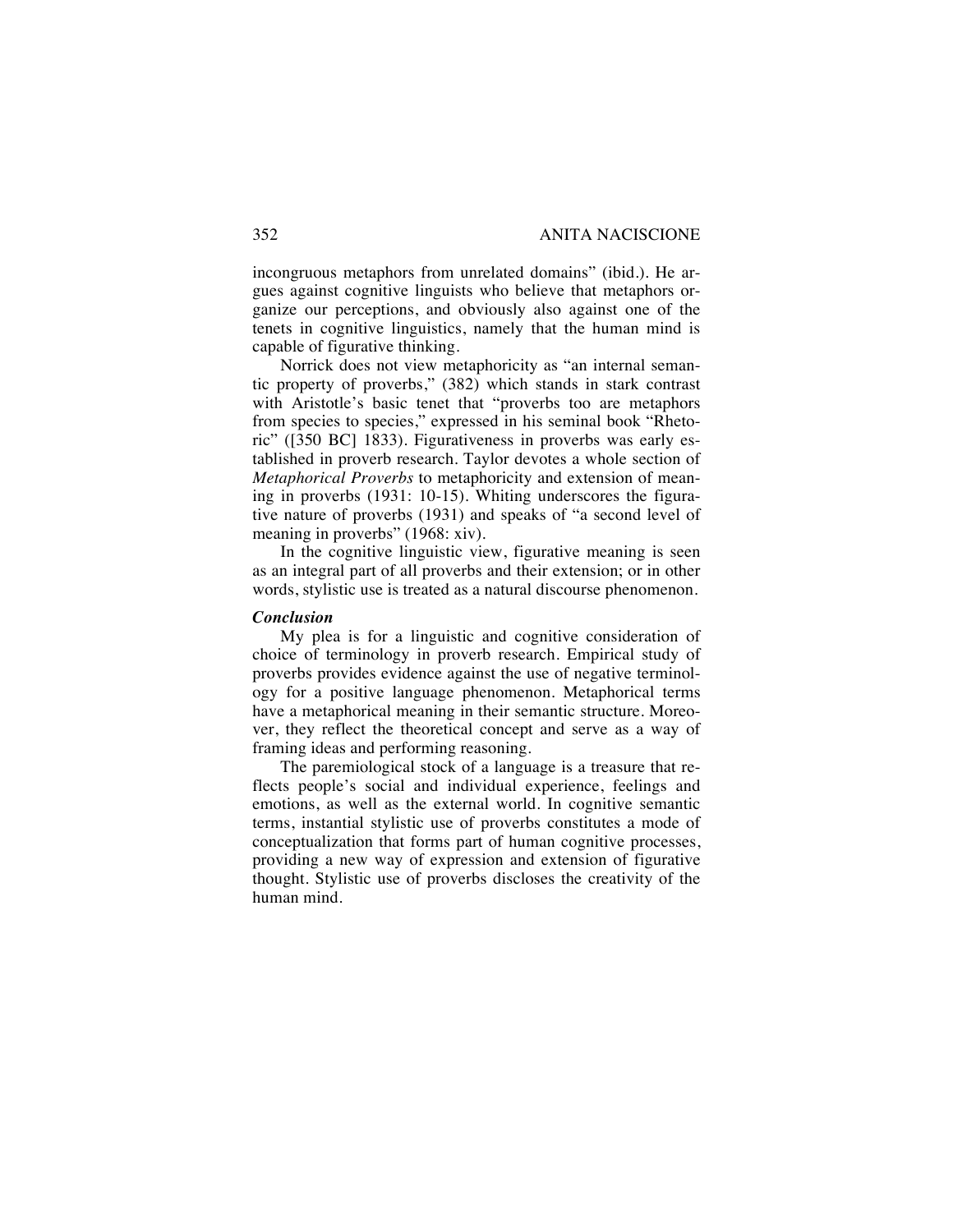incongruous metaphors from unrelated domains" (ibid.). He argues against cognitive linguists who believe that metaphors organize our perceptions, and obviously also against one of the tenets in cognitive linguistics, namely that the human mind is capable of figurative thinking.

Norrick does not view metaphoricity as "an internal semantic property of proverbs," (382) which stands in stark contrast with Aristotle's basic tenet that "proverbs too are metaphors from species to species," expressed in his seminal book "Rhetoric" ([350 BC] 1833). Figurativeness in proverbs was early established in proverb research. Taylor devotes a whole section of *Metaphorical Proverbs* to metaphoricity and extension of meaning in proverbs (1931: 10-15). Whiting underscores the figurative nature of proverbs (1931) and speaks of "a second level of meaning in proverbs" (1968: xiv).

In the cognitive linguistic view, figurative meaning is seen as an integral part of all proverbs and their extension; or in other words, stylistic use is treated as a natural discourse phenomenon.

### *Conclusion*

My plea is for a linguistic and cognitive consideration of choice of terminology in proverb research. Empirical study of proverbs provides evidence against the use of negative terminology for a positive language phenomenon. Metaphorical terms have a metaphorical meaning in their semantic structure. Moreover, they reflect the theoretical concept and serve as a way of framing ideas and performing reasoning.

The paremiological stock of a language is a treasure that reflects people's social and individual experience, feelings and emotions, as well as the external world. In cognitive semantic terms, instantial stylistic use of proverbs constitutes a mode of conceptualization that forms part of human cognitive processes, providing a new way of expression and extension of figurative thought. Stylistic use of proverbs discloses the creativity of the human mind.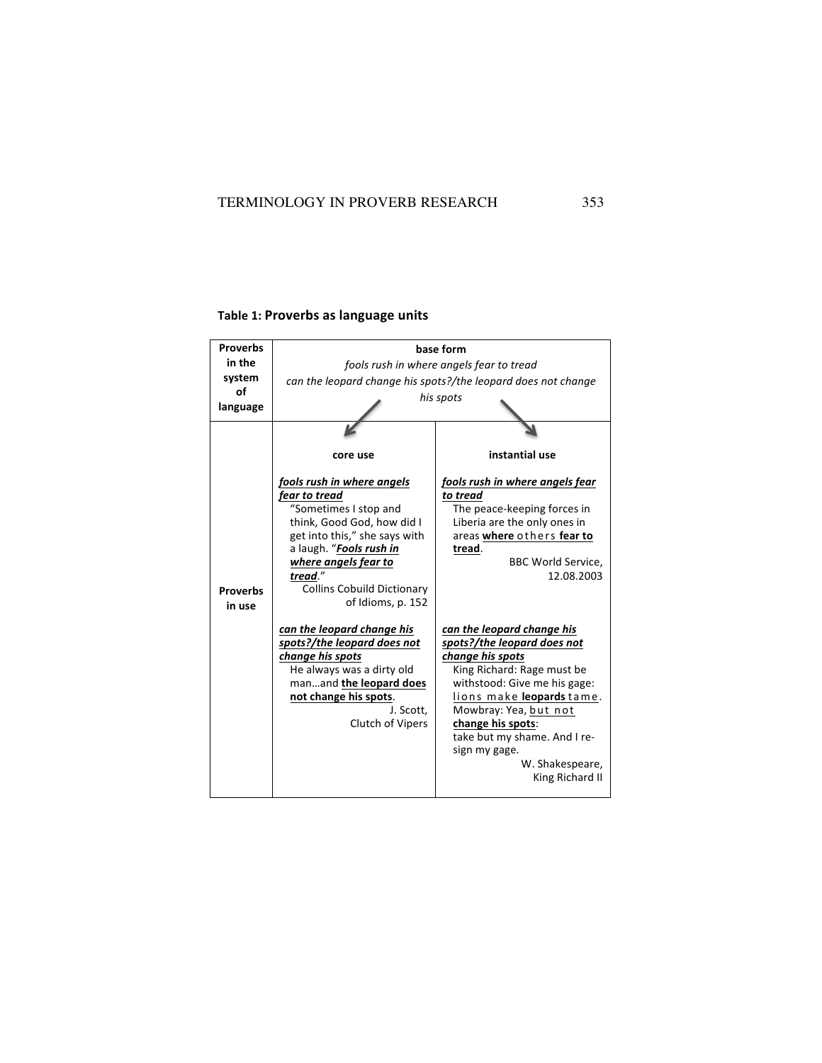**Table 1: Proverbs as language units**

| | | |
|---|---|---|
| **Proverbs in the system of language** | **base form**<br>*fools rush in where angels fear to tread*<br>*can the leopard change his spots?/the leopard does not change his spots* | |
| | **core use** | **instantial use** |
| **Proverbs in use** | ***fools rush in where angels fear to tread***<br>"Sometimes I stop and think, Good God, how did I get into this," she says with a laugh. "***Fools rush in where angels fear to tread***."<br>Collins Cobuild Dictionary of Idioms, p. 152 | ***fools rush in where angels fear to tread***<br>The peace-keeping forces in Liberia are the only ones in areas **where** others **fear to tread**.<br>BBC World Service, 12.08.2003 |
| | ***can the leopard change his spots?/the leopard does not change his spots***<br>He always was a dirty old man…and **the leopard does not change his spots**.<br>J. Scott, Clutch of Vipers | ***can the leopard change his spots?/the leopard does not change his spots***<br>King Richard: Rage must be withstood: Give me his gage: lions make **leopards** tame.<br>Mowbray: Yea, but not **change his spots**:<br>take but my shame. And I resign my gage.<br>W. Shakespeare, King Richard II |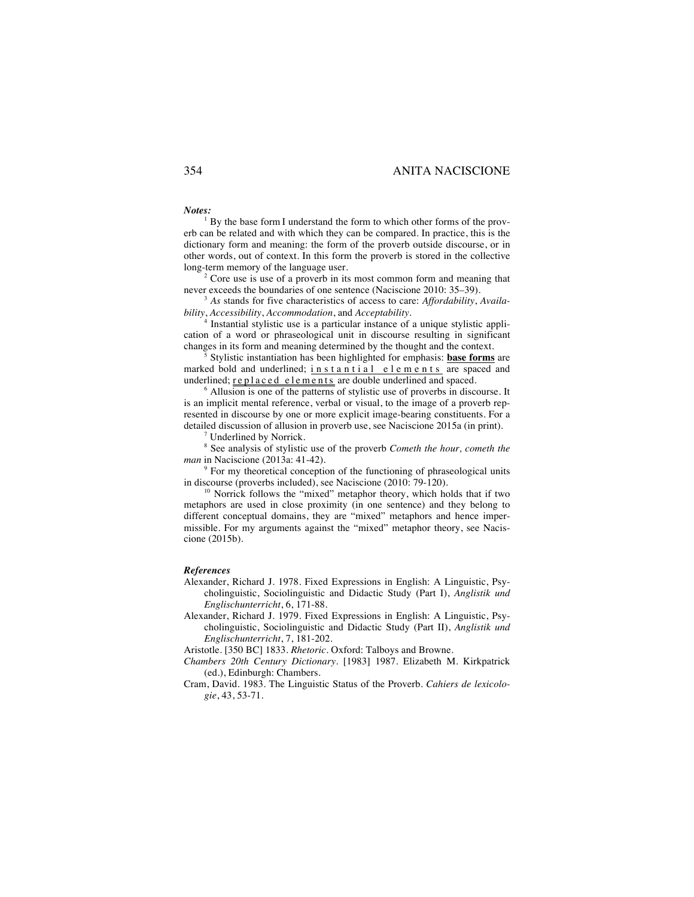***Notes:***

[1] By the base form I understand the form to which other forms of the proverb can be related and with which they can be compared. In practice, this is the dictionary form and meaning: the form of the proverb outside discourse, or in other words, out of context. In this form the proverb is stored in the collective long-term memory of the language user.

[2] Core use is use of a proverb in its most common form and meaning that never exceeds the boundaries of one sentence (Naciscione 2010: 35–39).

[3] *As* stands for five characteristics of access to care: *Affordability*, *Availability*, *Accessibility*, *Accommodation*, and *Acceptability*.

[4] Instantial stylistic use is a particular instance of a unique stylistic application of a word or phraseological unit in discourse resulting in significant changes in its form and meaning determined by the thought and the context.

[5] Stylistic instantiation has been highlighted for emphasis: **<u>base forms</u>** are marked bold and underlined; <u>i n s t a n t i a l   e l e m e n t s</u> are spaced and underlined; <u>r e p l a c e d   e l e m e n t s</u> are double underlined and spaced.

[6] Allusion is one of the patterns of stylistic use of proverbs in discourse. It is an implicit mental reference, verbal or visual, to the image of a proverb represented in discourse by one or more explicit image-bearing constituents. For a detailed discussion of allusion in proverb use, see Naciscione 2015a (in print).

[7] Underlined by Norrick.

[8] See analysis of stylistic use of the proverb *Cometh the hour, cometh the man* in Naciscione (2013a: 41-42).

[9] For my theoretical conception of the functioning of phraseological units in discourse (proverbs included), see Naciscione (2010: 79-120).

[10] Norrick follows the "mixed" metaphor theory, which holds that if two metaphors are used in close proximity (in one sentence) and they belong to different conceptual domains, they are "mixed" metaphors and hence impermissible. For my arguments against the "mixed" metaphor theory, see Naciscione (2015b).

***References***

Alexander, Richard J. 1978. Fixed Expressions in English: A Linguistic, Psycholinguistic, Sociolinguistic and Didactic Study (Part I), *Anglistik und Englischunterricht*, 6, 171-88.

Alexander, Richard J. 1979. Fixed Expressions in English: A Linguistic, Psycholinguistic, Sociolinguistic and Didactic Study (Part II), *Anglistik und Englischunterricht*, 7, 181-202.

Aristotle. [350 BC] 1833. *Rhetoric*. Oxford: Talboys and Browne.

*Chambers 20th Century Dictionary*. [1983] 1987. Elizabeth M. Kirkpatrick (ed.), Edinburgh: Chambers.

Cram, David. 1983. The Linguistic Status of the Proverb. *Cahiers de lexicologie*, 43, 53-71.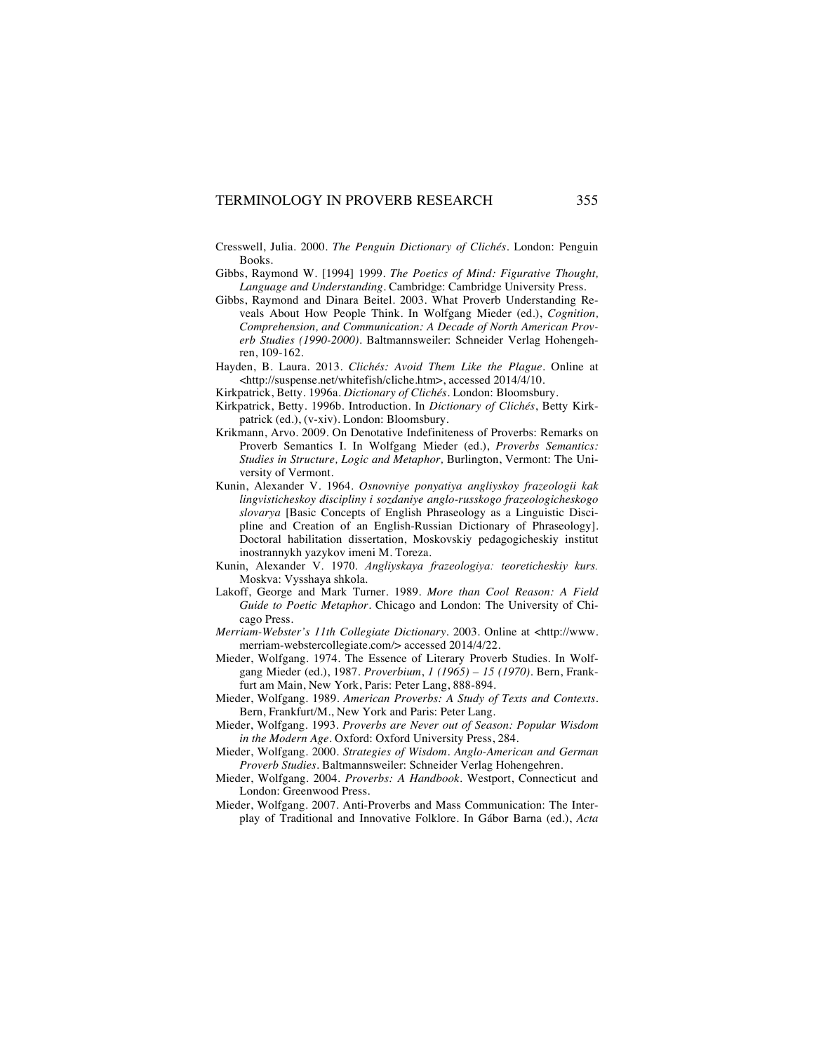Cresswell, Julia. 2000. *The Penguin Dictionary of Clichés*. London: Penguin Books.

Gibbs, Raymond W. [1994] 1999. *The Poetics of Mind: Figurative Thought, Language and Understanding*. Cambridge: Cambridge University Press.

Gibbs, Raymond and Dinara Beitel. 2003. What Proverb Understanding Reveals About How People Think. In Wolfgang Mieder (ed.), *Cognition, Comprehension, and Communication: A Decade of North American Proverb Studies (1990-2000)*. Baltmannsweiler: Schneider Verlag Hohengehren, 109-162.

Hayden, B. Laura. 2013. *Clichés: Avoid Them Like the Plague*. Online at <http://suspense.net/whitefish/cliche.htm>, accessed 2014/4/10.

Kirkpatrick, Betty. 1996a. *Dictionary of Clichés*. London: Bloomsbury.

Kirkpatrick, Betty. 1996b. Introduction. In *Dictionary of Clichés*, Betty Kirkpatrick (ed.), (v-xiv). London: Bloomsbury.

Krikmann, Arvo. 2009. On Denotative Indefiniteness of Proverbs: Remarks on Proverb Semantics I. In Wolfgang Mieder (ed.), *Proverbs Semantics: Studies in Structure, Logic and Metaphor,* Burlington, Vermont: The University of Vermont.

Kunin, Alexander V. 1964. *Osnovniye ponyatiya angliyskoy frazeologii kak lingvisticheskoy discipliny i sozdaniye anglo-russkogo frazeologicheskogo slovarya* [Basic Concepts of English Phraseology as a Linguistic Discipline and Creation of an English-Russian Dictionary of Phraseology]. Doctoral habilitation dissertation, Moskovskiy pedagogicheskiy institut inostrannykh yazykov imeni M. Toreza.

Kunin, Alexander V. 1970. *Angliyskaya frazeologiya: teoreticheskiy kurs.* Moskva: Vysshaya shkola.

Lakoff, George and Mark Turner. 1989. *More than Cool Reason: A Field Guide to Poetic Metaphor*. Chicago and London: The University of Chicago Press.

*Merriam-Webster's 11th Collegiate Dictionary*. 2003. Online at <http://www.merriam-webstercollegiate.com/> accessed 2014/4/22.

Mieder, Wolfgang. 1974. The Essence of Literary Proverb Studies. In Wolfgang Mieder (ed.), 1987. *Proverbium*, *1 (1965) – 15 (1970)*. Bern, Frankfurt am Main, New York, Paris: Peter Lang, 888-894.

Mieder, Wolfgang. 1989. *American Proverbs: A Study of Texts and Contexts*. Bern, Frankfurt/M., New York and Paris: Peter Lang.

Mieder, Wolfgang. 1993. *Proverbs are Never out of Season: Popular Wisdom in the Modern Age*. Oxford: Oxford University Press, 284.

Mieder, Wolfgang. 2000. *Strategies of Wisdom. Anglo-American and German Proverb Studies*. Baltmannsweiler: Schneider Verlag Hohengehren.

Mieder, Wolfgang. 2004. *Proverbs: A Handbook*. Westport, Connecticut and London: Greenwood Press.

Mieder, Wolfgang. 2007. Anti-Proverbs and Mass Communication: The Interplay of Traditional and Innovative Folklore. In Gábor Barna (ed.), *Acta*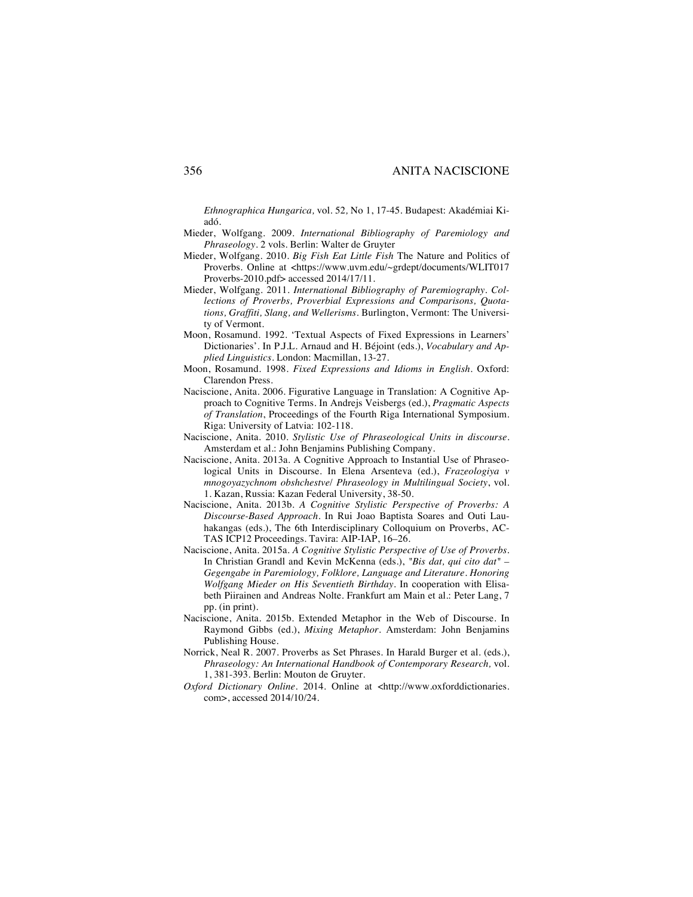*Ethnographica Hungarica,* vol. 52, No 1, 17-45. Budapest: Akadémiai Kiadó.

Mieder, Wolfgang. 2009. *International Bibliography of Paremiology and Phraseology*. 2 vols. Berlin: Walter de Gruyter

Mieder, Wolfgang. 2010. *Big Fish Eat Little Fish* The Nature and Politics of Proverbs. Online at <https://www.uvm.edu/~grdept/documents/WLIT017 Proverbs-2010.pdf> accessed 2014/17/11.

Mieder, Wolfgang. 2011. *International Bibliography of Paremiography. Collections of Proverbs, Proverbial Expressions and Comparisons, Quotations, Graffiti, Slang, and Wellerisms*. Burlington, Vermont: The University of Vermont.

Moon, Rosamund. 1992. 'Textual Aspects of Fixed Expressions in Learners' Dictionaries'. In P.J.L. Arnaud and H. Béjoint (eds.), *Vocabulary and Applied Linguistics*. London: Macmillan, 13-27.

Moon, Rosamund. 1998. *Fixed Expressions and Idioms in English*. Oxford: Clarendon Press.

Naciscione, Anita. 2006. Figurative Language in Translation: A Cognitive Approach to Cognitive Terms. In Andrejs Veisbergs (ed.), *Pragmatic Aspects of Translation*, Proceedings of the Fourth Riga International Symposium. Riga: University of Latvia: 102-118.

Naciscione, Anita. 2010. *Stylistic Use of Phraseological Units in discourse*. Amsterdam et al.: John Benjamins Publishing Company.

Naciscione, Anita. 2013a. A Cognitive Approach to Instantial Use of Phraseological Units in Discourse. In Elena Arsenteva (ed.), *Frazeologiya v mnogoyazychnom obshchestve/ Phraseology in Multilingual Society*, vol. 1. Kazan, Russia: Kazan Federal University, 38-50.

Naciscione, Anita. 2013b. *A Cognitive Stylistic Perspective of Proverbs: A Discourse-Based Approach*. In Rui Joao Baptista Soares and Outi Lauhakangas (eds.), The 6th Interdisciplinary Colloquium on Proverbs, ACTAS ICP12 Proceedings. Tavira: AIP-IAP, 16–26.

Naciscione, Anita. 2015a. *A Cognitive Stylistic Perspective of Use of Proverbs*. In Christian Grandl and Kevin McKenna (eds.), *"Bis dat, qui cito dat" – Gegengabe in Paremiology, Folklore, Language and Literature. Honoring Wolfgang Mieder on His Seventieth Birthday*. In cooperation with Elisabeth Piirainen and Andreas Nolte. Frankfurt am Main et al.: Peter Lang, 7 pp. (in print).

Naciscione, Anita. 2015b. Extended Metaphor in the Web of Discourse. In Raymond Gibbs (ed.), *Mixing Metaphor*. Amsterdam: John Benjamins Publishing House.

Norrick, Neal R. 2007. Proverbs as Set Phrases. In Harald Burger et al. (eds.), *Phraseology: An International Handbook of Contemporary Research,* vol. 1, 381-393. Berlin: Mouton de Gruyter.

*Oxford Dictionary Online*. 2014. Online at <http://www.oxforddictionaries.com>, accessed 2014/10/24.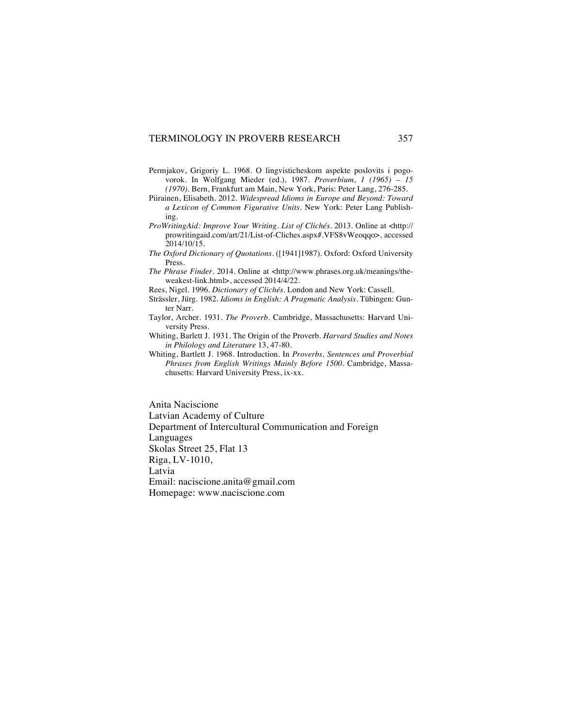Permjakov, Grigoriy L. 1968. O lingvisticheskom aspekte poslovits i pogovorok. In Wolfgang Mieder (ed.), 1987. *Proverbium, 1 (1965) – 15 (1970)*. Bern, Frankfurt am Main, New York, Paris: Peter Lang, 276-285.

Piirainen, Elisabeth. 2012. *Widespread Idioms in Europe and Beyond: Toward a Lexicon of Common Figurative Units*. New York: Peter Lang Publishing.

*ProWritingAid: Improve Your Writing. List of Clichés*. 2013. Online at <http://prowritingaid.com/art/21/List-of-Cliches.aspx#.VFS8vWeoqqo>, accessed 2014/10/15.

*The Oxford Dictionary of Quotations*. ([1941]1987). Oxford: Oxford University Press.

*The Phrase Finder*. 2014. Online at <http://www.phrases.org.uk/meanings/the-weakest-link.html>, accessed 2014/4/22.

Rees, Nigel. 1996. *Dictionary of Clichés*. London and New York: Cassell.

Strässler, Jürg. 1982. *Idioms in English: A Pragmatic Analysis*. Tübingen: Gunter Narr.

Taylor, Archer. 1931. *The Proverb*. Cambridge, Massachusetts: Harvard University Press.

Whiting, Barlett J. 1931. The Origin of the Proverb. *Harvard Studies and Notes in Philology and Literature* 13, 47-80.

Whiting, Bartlett J. 1968. Introduction. In *Proverbs, Sentences and Proverbial Phrases from English Writings Mainly Before 1500*. Cambridge, Massachusetts: Harvard University Press, ix-xx.

Anita Naciscione
Latvian Academy of Culture
Department of Intercultural Communication and Foreign Languages
Skolas Street 25, Flat 13
Riga, LV-1010,
Latvia
Email: naciscione.anita@gmail.com
Homepage: www.naciscione.com